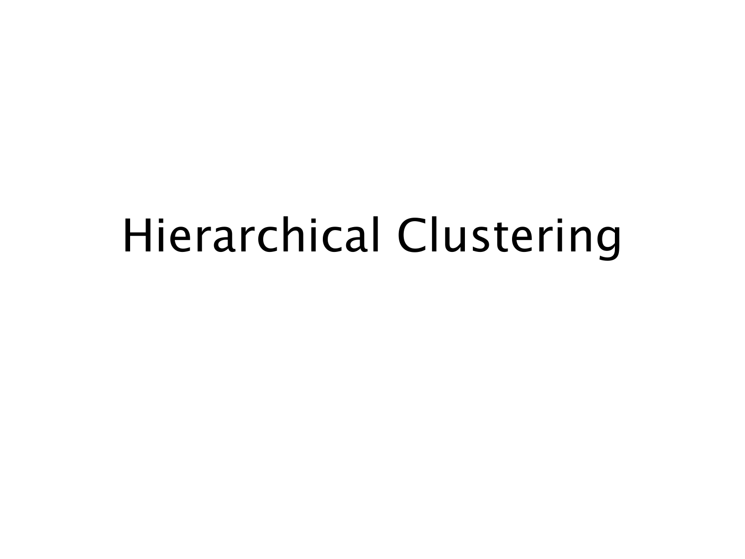# Hierarchical Clustering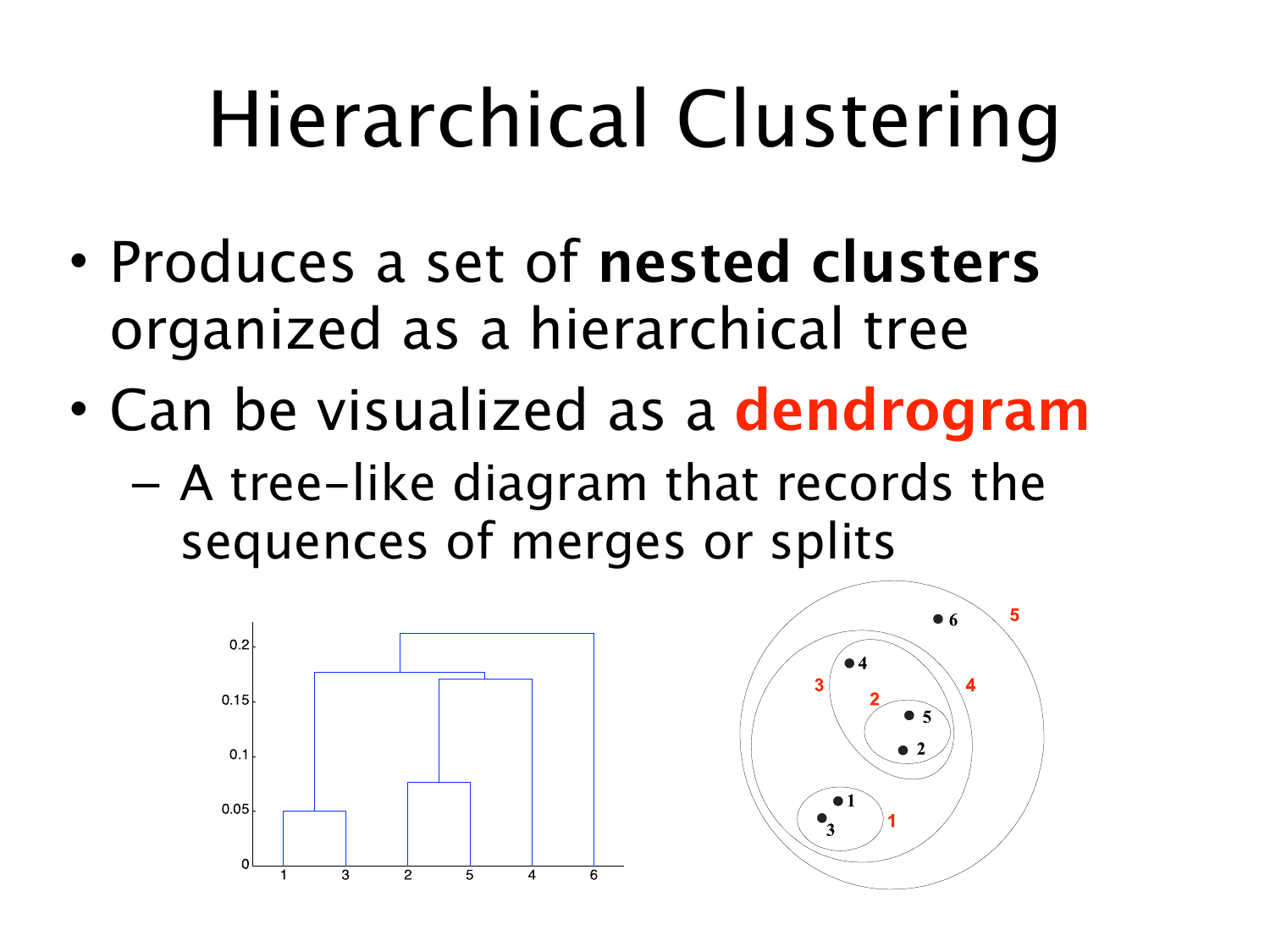# Hierarchical Clustering

- Produces a set of **nested clusters** organized as a hierarchical tree
- Can be visualized as a **dendrogram**
  - A tree-like diagram that records the sequences of merges or splits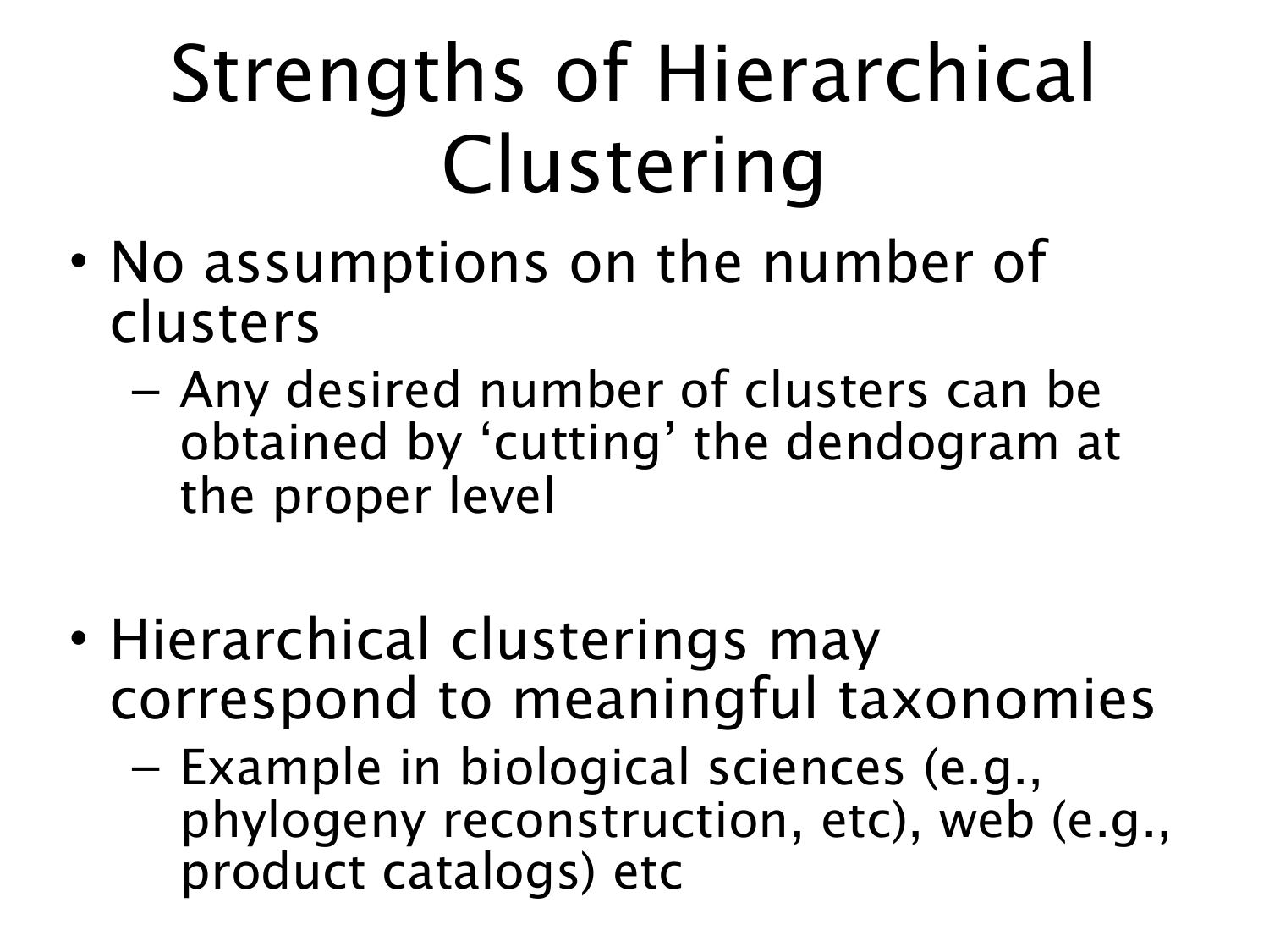# Strengths of Hierarchical Clustering

- No assumptions on the number of clusters
  - Any desired number of clusters can be obtained by 'cutting' the dendogram at the proper level

- Hierarchical clusterings may correspond to meaningful taxonomies
  - Example in biological sciences (e.g., phylogeny reconstruction, etc), web (e.g., product catalogs) etc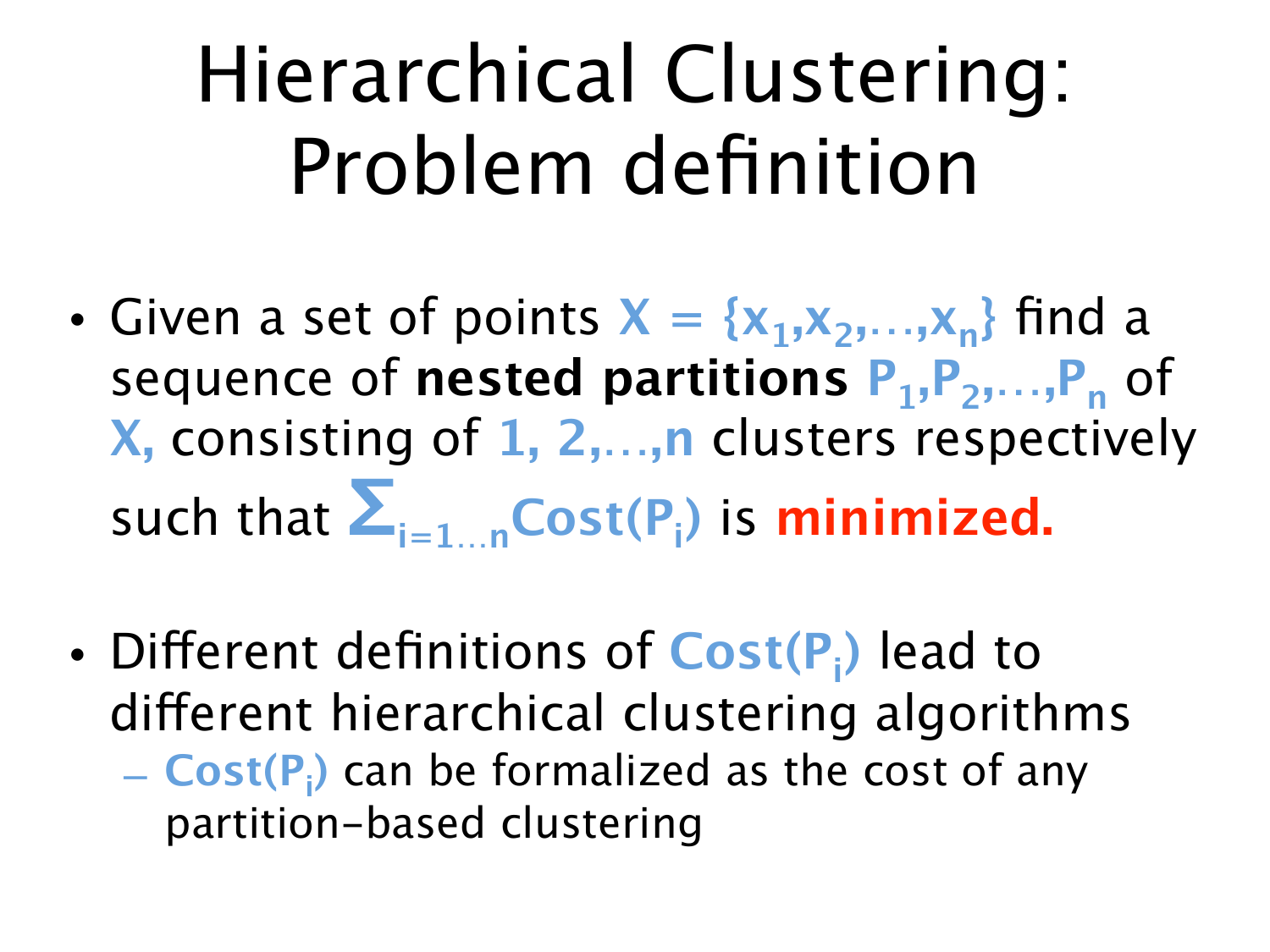# Hierarchical Clustering: Problem definition

- Given a set of points $X = \{x_1, x_2, \ldots, x_n\}$ find a sequence of **nested partitions** $P_1, P_2, \ldots, P_n$ of $X$, consisting of $1, 2, \ldots, n$ clusters respectively such that $\sum_{i=1\ldots n} Cost(P_i)$ is **minimized.**

- Different definitions of $Cost(P_i)$ lead to different hierarchical clustering algorithms
  - $Cost(P_i)$ can be formalized as the cost of any partition-based clustering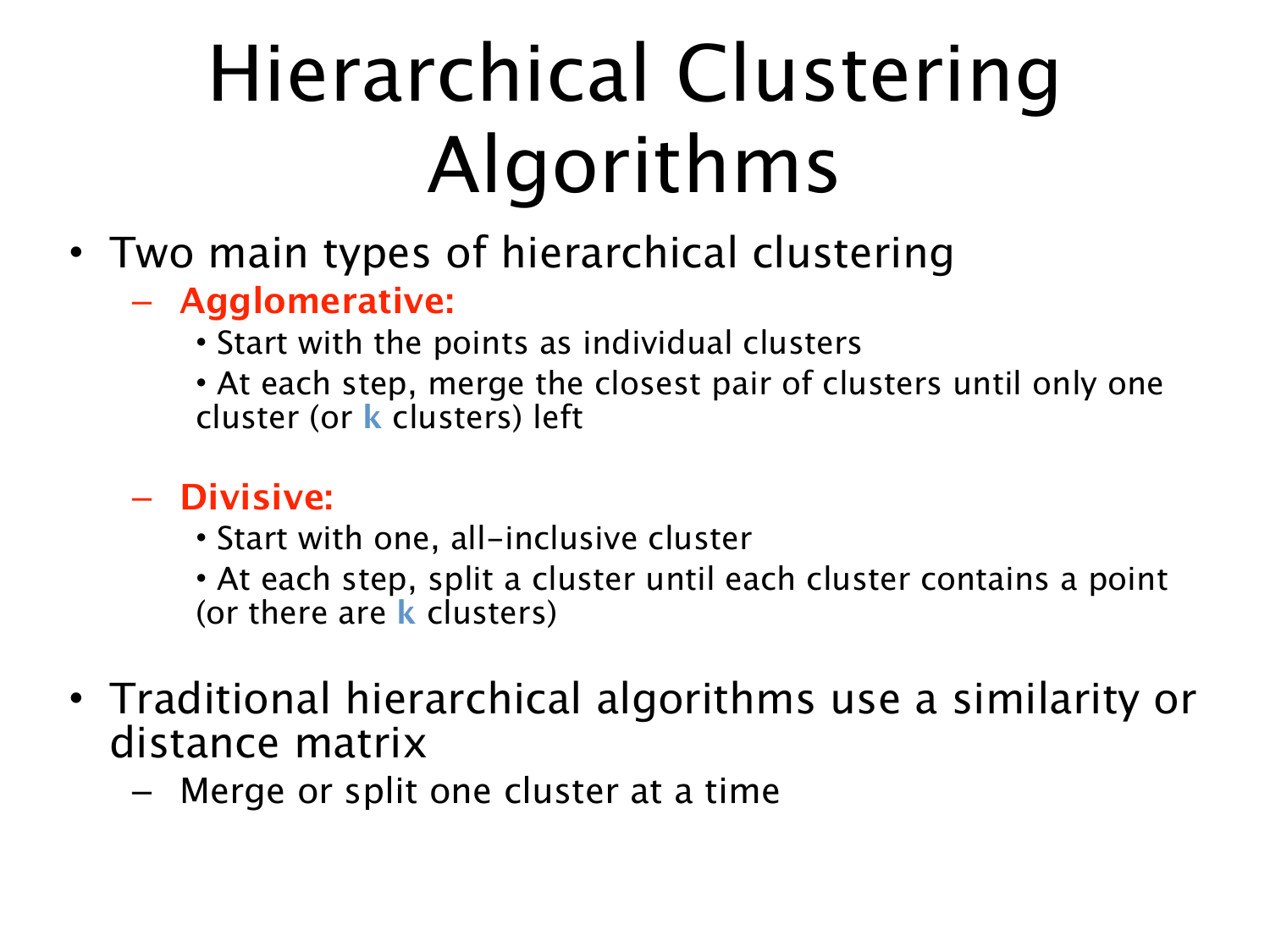# Hierarchical Clustering Algorithms

- Two main types of hierarchical clustering
  - **Agglomerative:**
    - Start with the points as individual clusters
    - At each step, merge the closest pair of clusters until only one cluster (or **k** clusters) left
  - **Divisive:**
    - Start with one, all-inclusive cluster
    - At each step, split a cluster until each cluster contains a point (or there are **k** clusters)
- Traditional hierarchical algorithms use a similarity or distance matrix
  - Merge or split one cluster at a time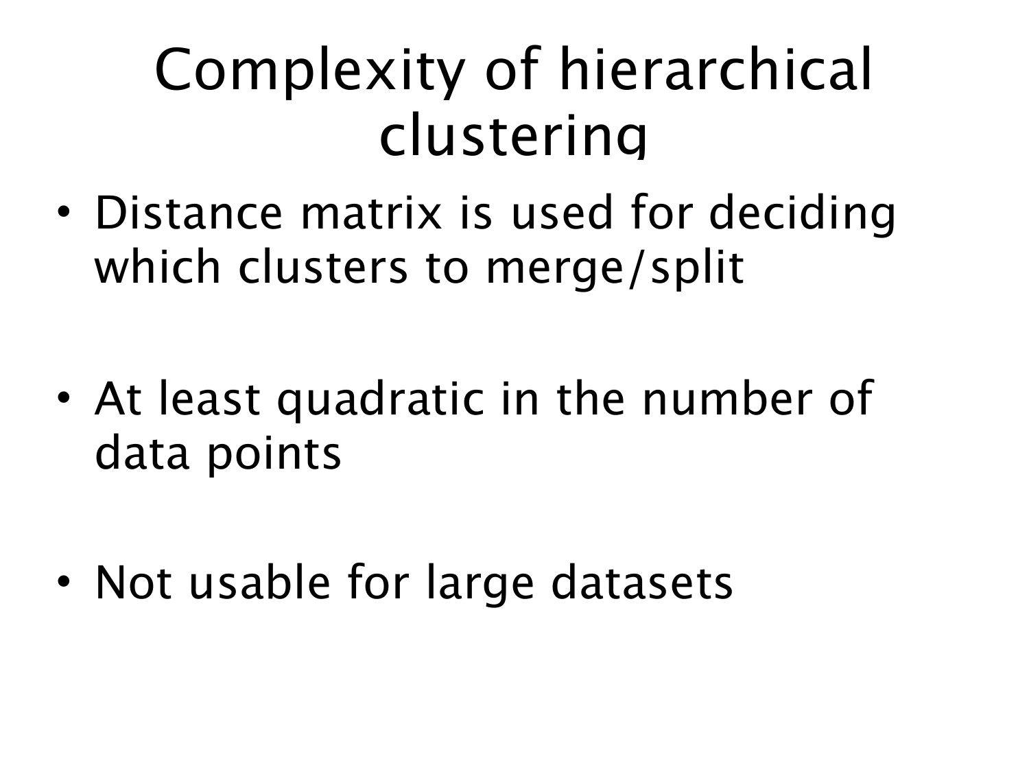# Complexity of hierarchical clustering

- Distance matrix is used for deciding which clusters to merge/split
- At least quadratic in the number of data points
- Not usable for large datasets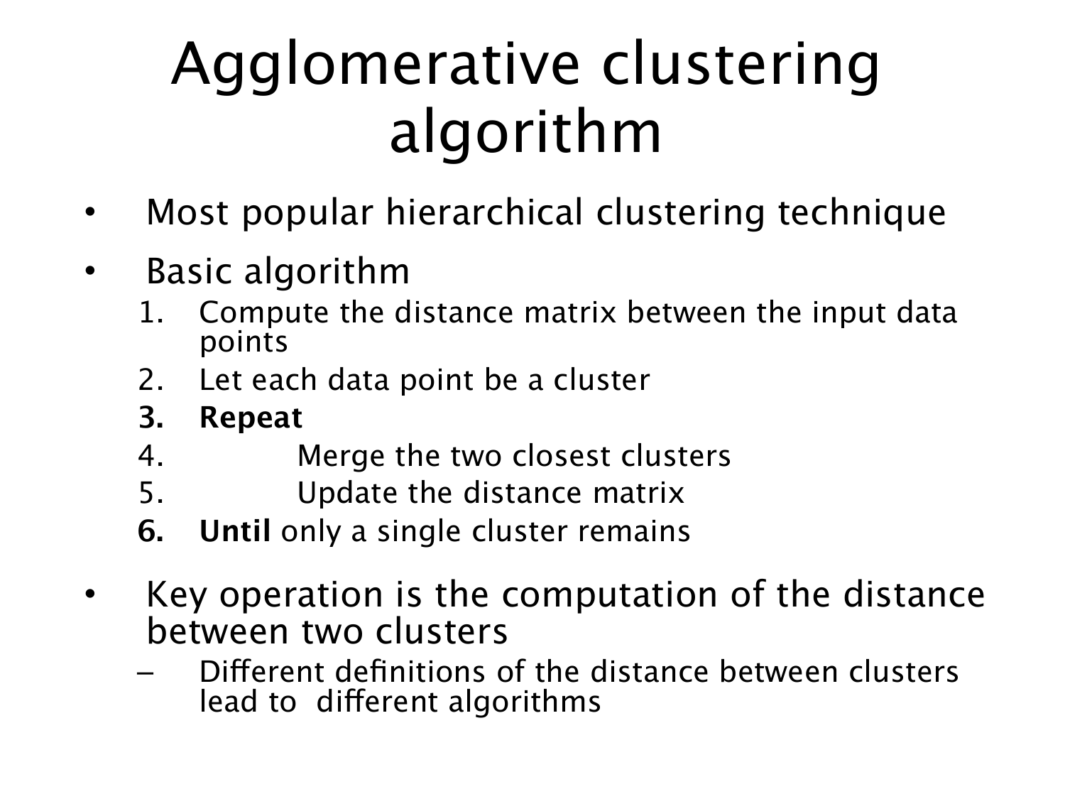# Agglomerative clustering algorithm

- Most popular hierarchical clustering technique
- Basic algorithm
  1. Compute the distance matrix between the input data points
  2. Let each data point be a cluster
  3. **Repeat**
  4. Merge the two closest clusters
  5. Update the distance matrix
  6. **Until** only a single cluster remains
- Key operation is the computation of the distance between two clusters
  - Different definitions of the distance between clusters lead to different algorithms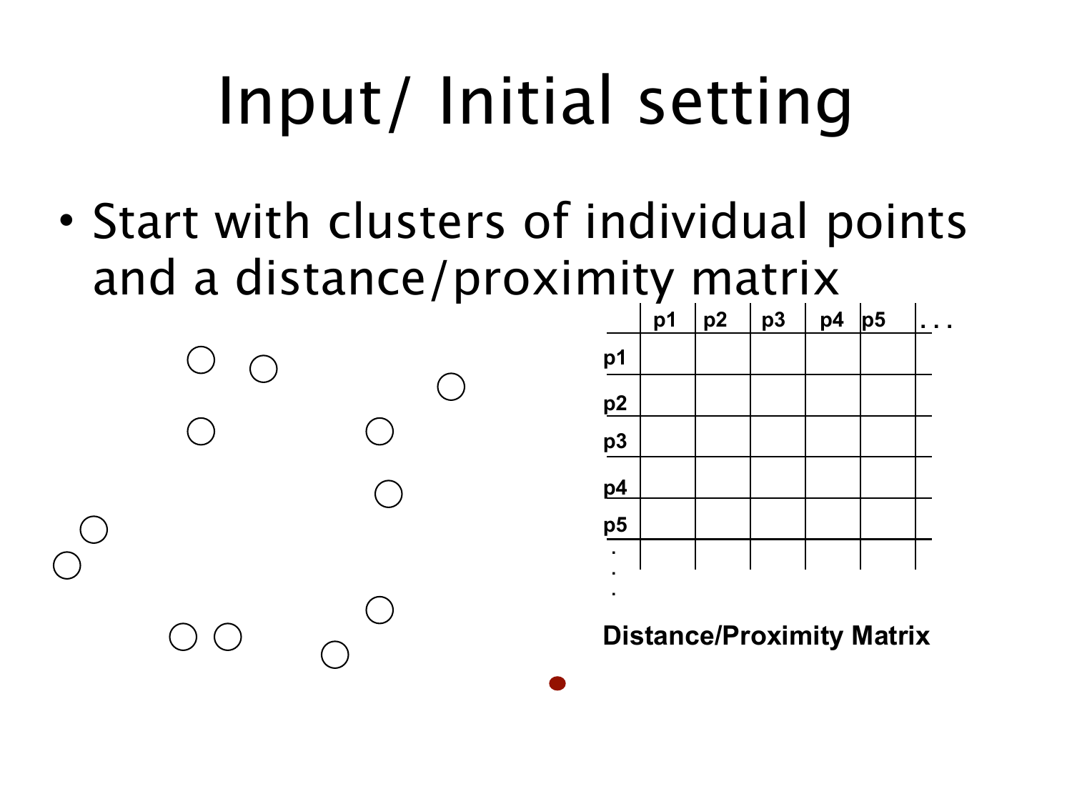# Input/ Initial setting

- Start with clusters of individual points and a distance/proximity matrix

|  | p1 | p2 | p3 | p4 | p5 | . . . |
|---|---|---|---|---|---|---|
| p1 |  |  |  |  |  |  |
| p2 |  |  |  |  |  |  |
| p3 |  |  |  |  |  |  |
| p4 |  |  |  |  |  |  |
| p5 |  |  |  |  |  |  |
| . |  |  |  |  |  |  |
| . |  |  |  |  |  |  |
| . |  |  |  |  |  |  |

**Distance/Proximity Matrix**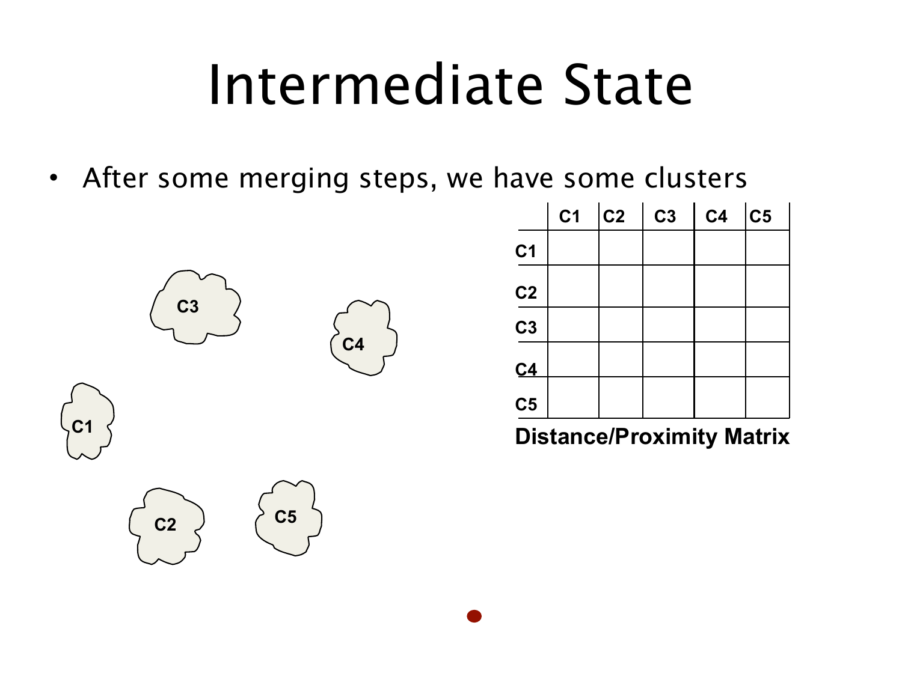# Intermediate State

- After some merging steps, we have some clusters

|  | C1 | C2 | C3 | C4 | C5 |
|---|---|---|---|---|---|
| C1 |  |  |  |  |  |
| C2 |  |  |  |  |  |
| C3 |  |  |  |  |  |
| C4 |  |  |  |  |  |
| C5 |  |  |  |  |  |

**Distance/Proximity Matrix**

C3

C4

C1

C2

C5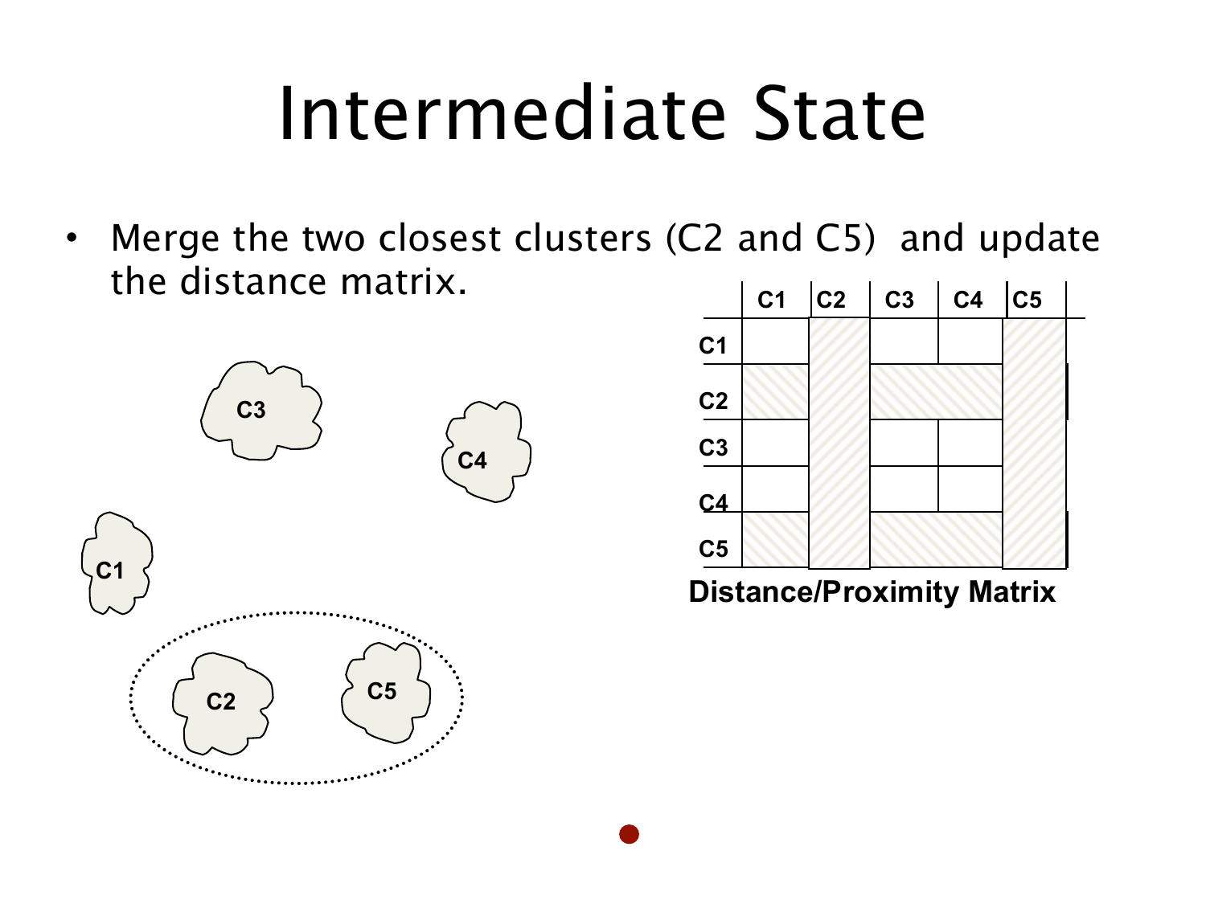# Intermediate State

- Merge the two closest clusters (C2 and C5) and update the distance matrix.

|  | C1 | C2 | C3 | C4 | C5 |
| --- | --- | --- | --- | --- | --- |
| C1 |  |  |  |  |  |
| C2 |  |  |  |  |  |
| C3 |  |  |  |  |  |
| C4 |  |  |  |  |  |
| C5 |  |  |  |  |  |

**Distance/Proximity Matrix**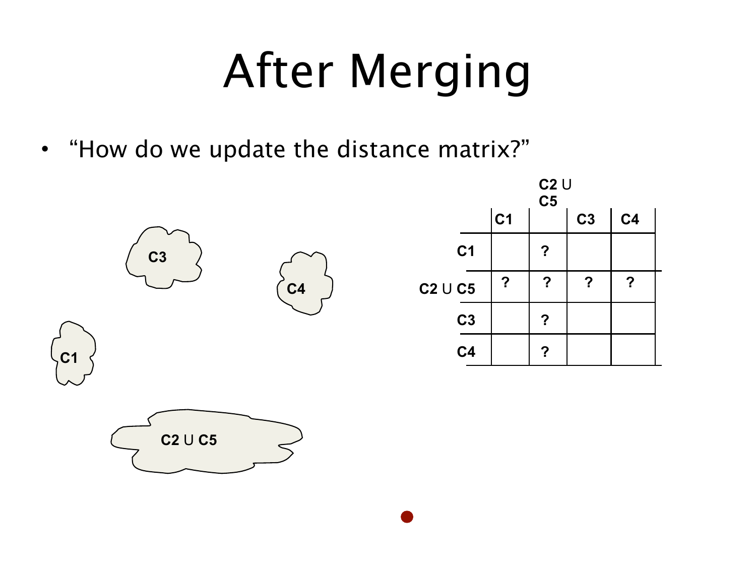# After Merging

- "How do we update the distance matrix?"

| | C1 | C2 U C5 | C3 | C4 |
|---|---|---|---|---|
| C1 | | ? | | |
| C2 U C5 | ? | ? | ? | ? |
| C3 | | ? | | |
| C4 | | ? | | |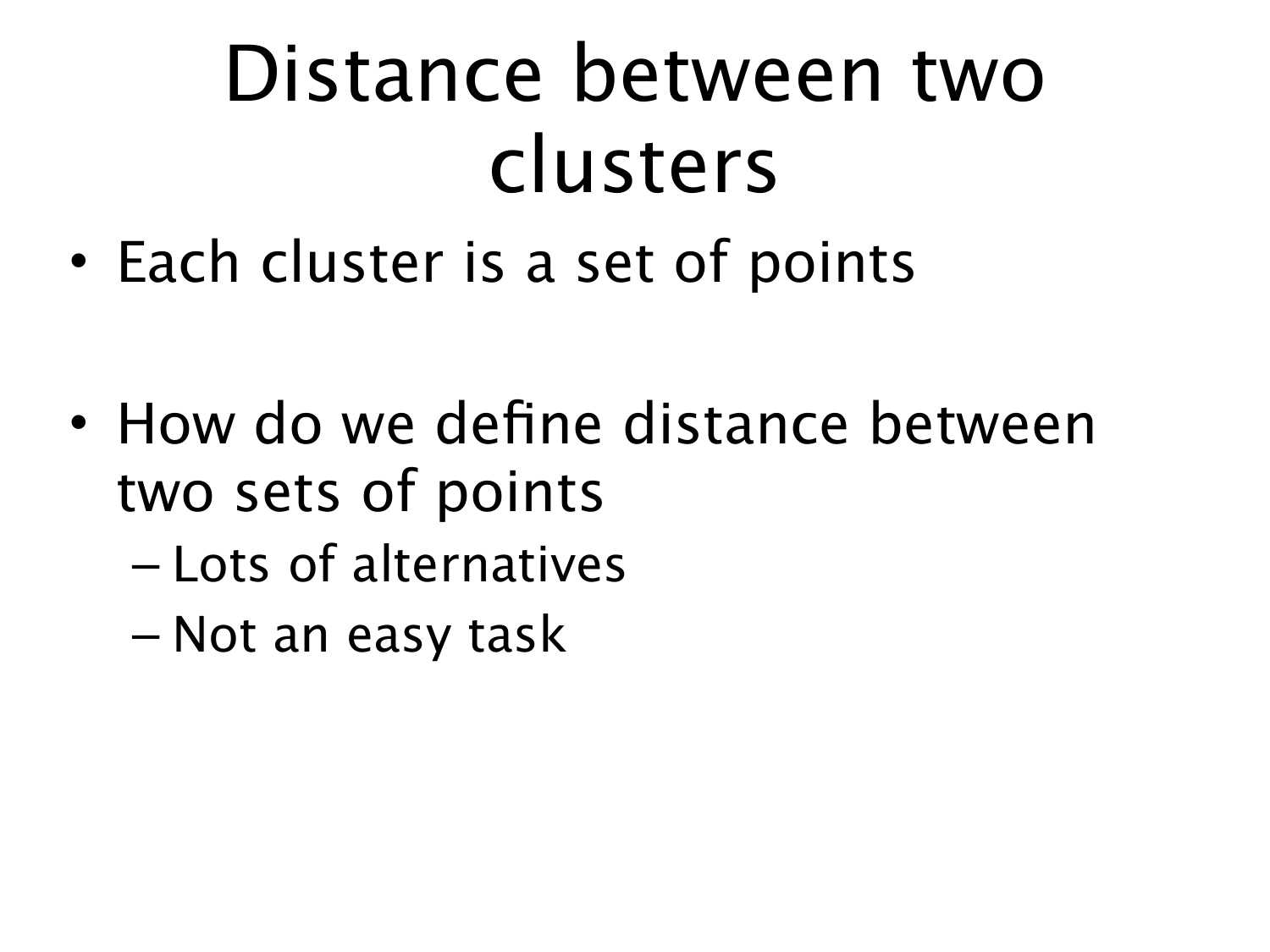# Distance between two clusters

- Each cluster is a set of points

- How do we define distance between two sets of points
  - Lots of alternatives
  - Not an easy task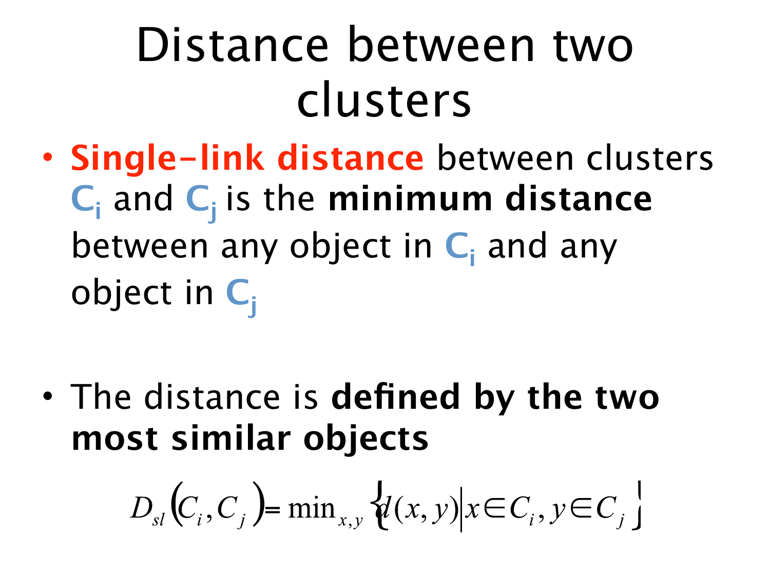# Distance between two clusters

- **Single-link distance** between clusters $C_i$ and $C_j$ is the **minimum distance** between any object in $C_i$ and any object in $C_j$

- The distance is **defined by the two most similar objects**

$$D_{sl}(C_i, C_j) = \min_{x,y} \{ d(x, y) \mid x \in C_i, y \in C_j \}$$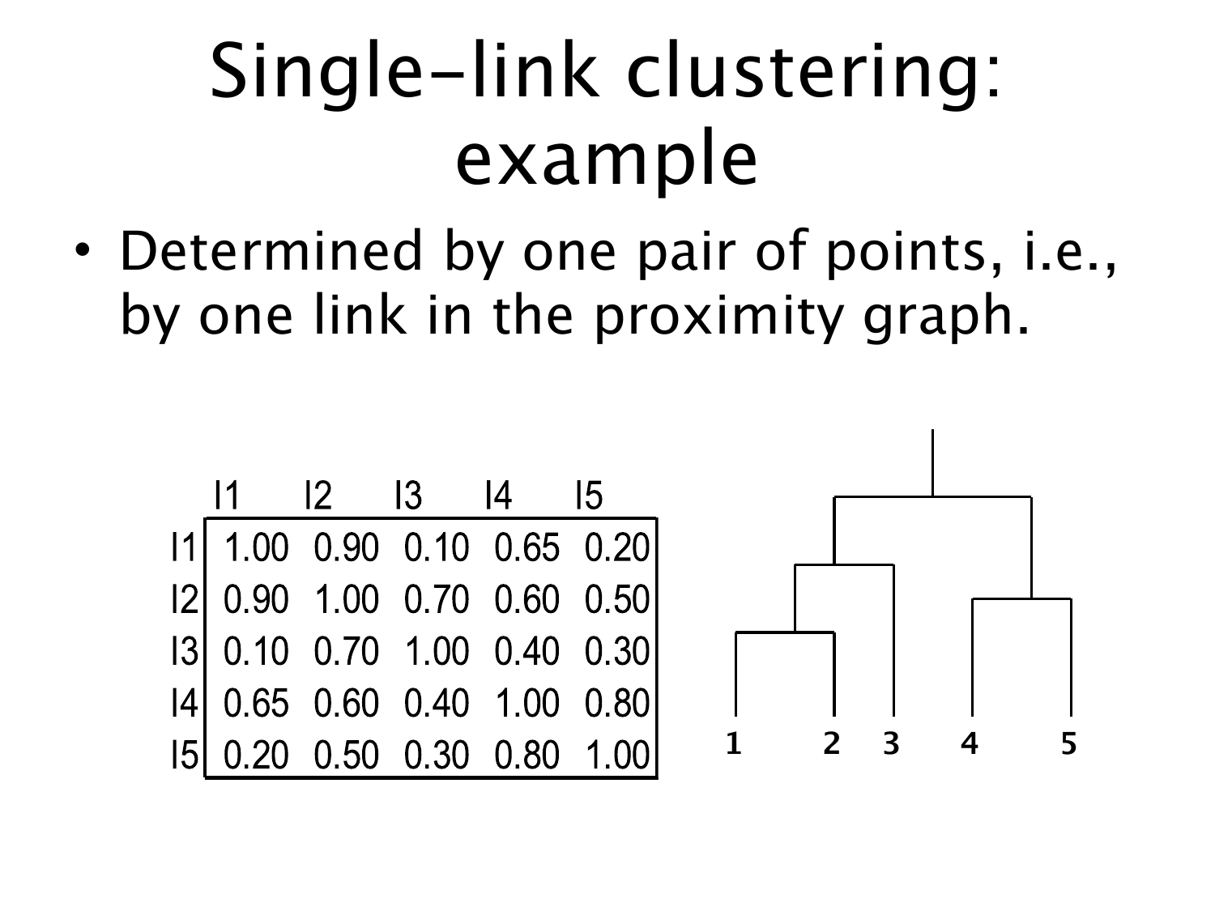# Single-link clustering: example

- Determined by one pair of points, i.e., by one link in the proximity graph.

| | I1 | I2 | I3 | I4 | I5 |
|---|---|---|---|---|---|
| I1 | 1.00 | 0.90 | 0.10 | 0.65 | 0.20 |
| I2 | 0.90 | 1.00 | 0.70 | 0.60 | 0.50 |
| I3 | 0.10 | 0.70 | 1.00 | 0.40 | 0.30 |
| I4 | 0.65 | 0.60 | 0.40 | 1.00 | 0.80 |
| I5 | 0.20 | 0.50 | 0.30 | 0.80 | 1.00 |

1 2 3 4 5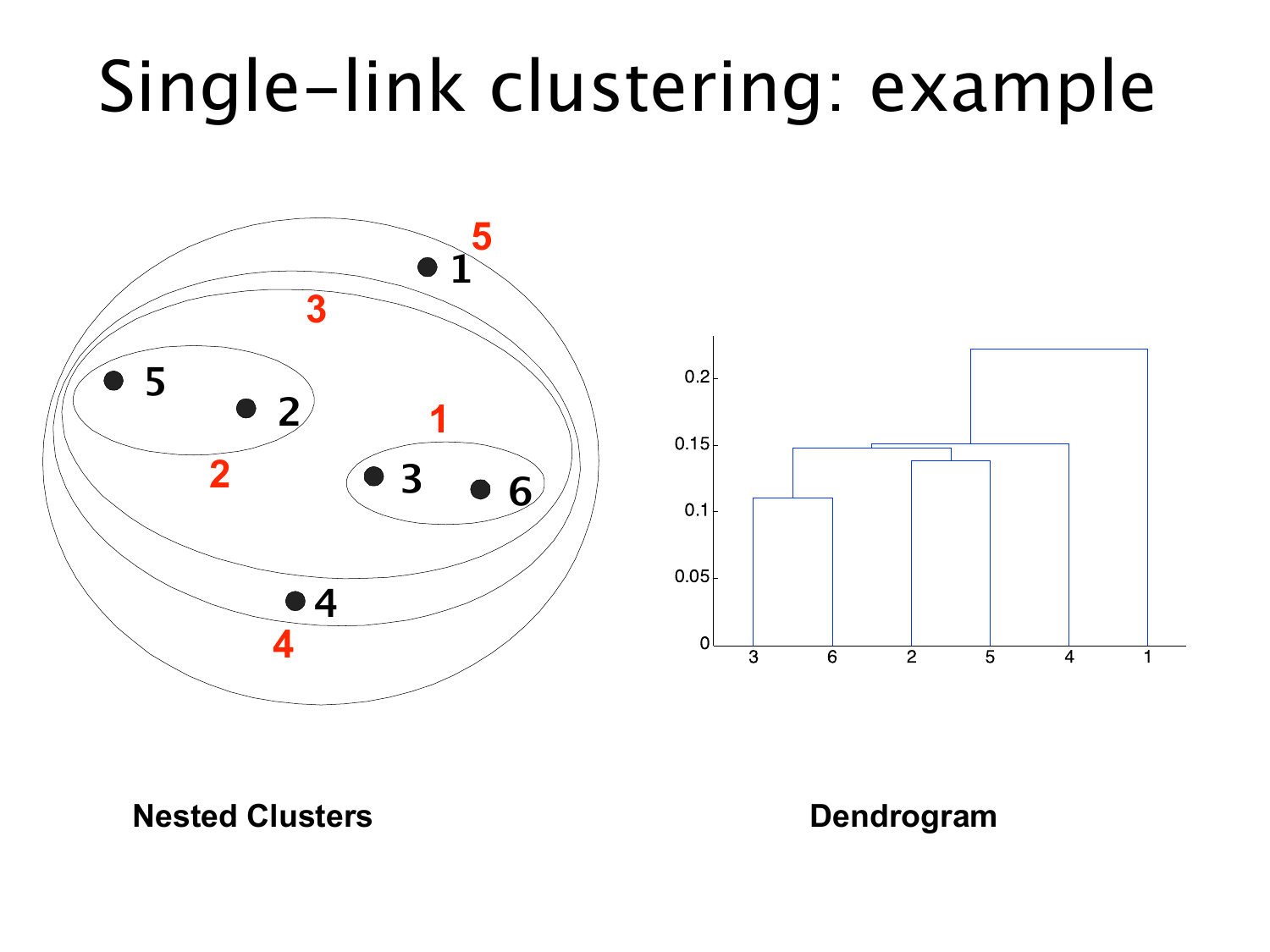# Single-link clustering: example

**Nested Clusters**

**Dendrogram**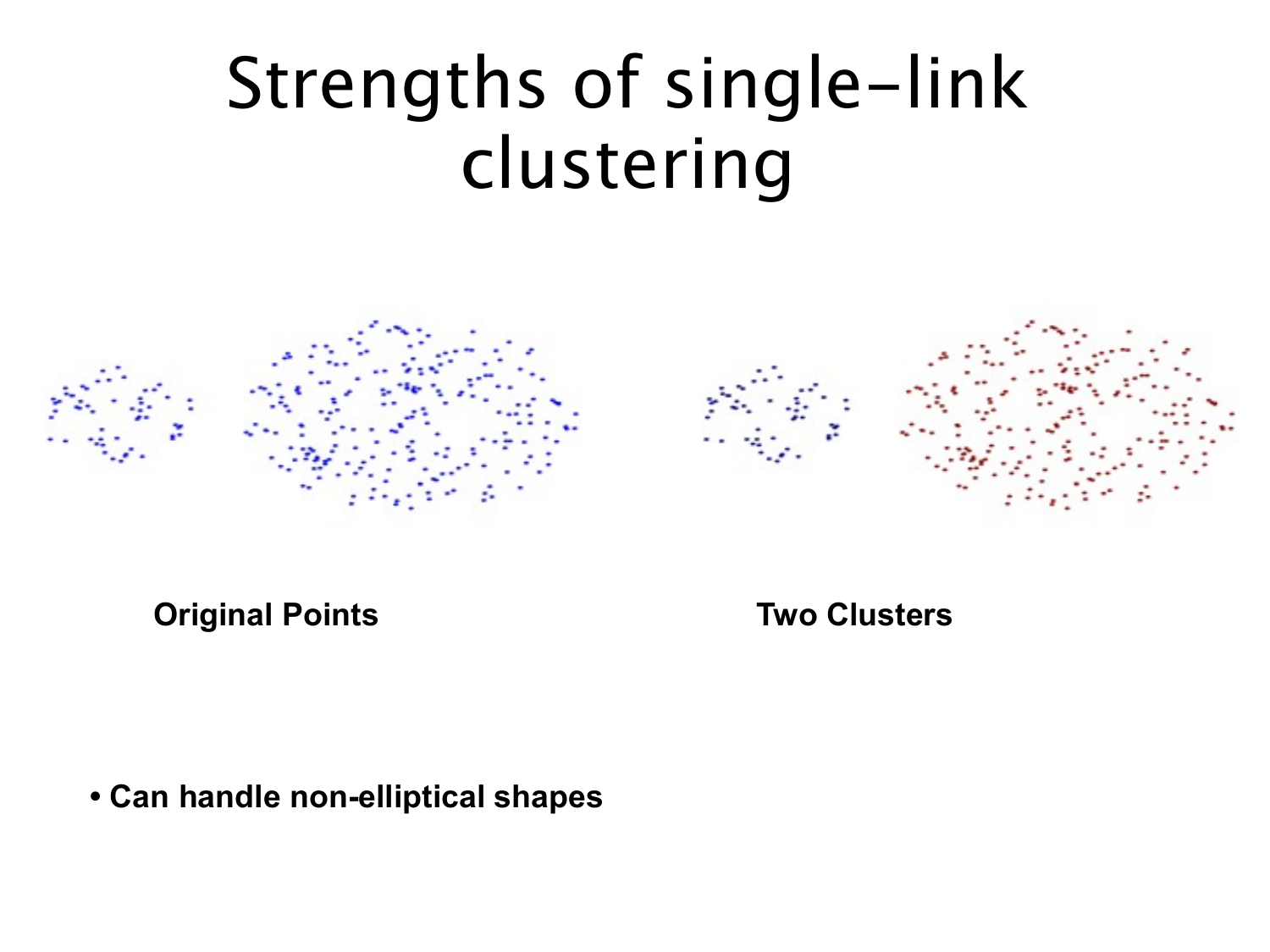# Strengths of single-link clustering

**Original Points**

**Two Clusters**

- **Can handle non-elliptical shapes**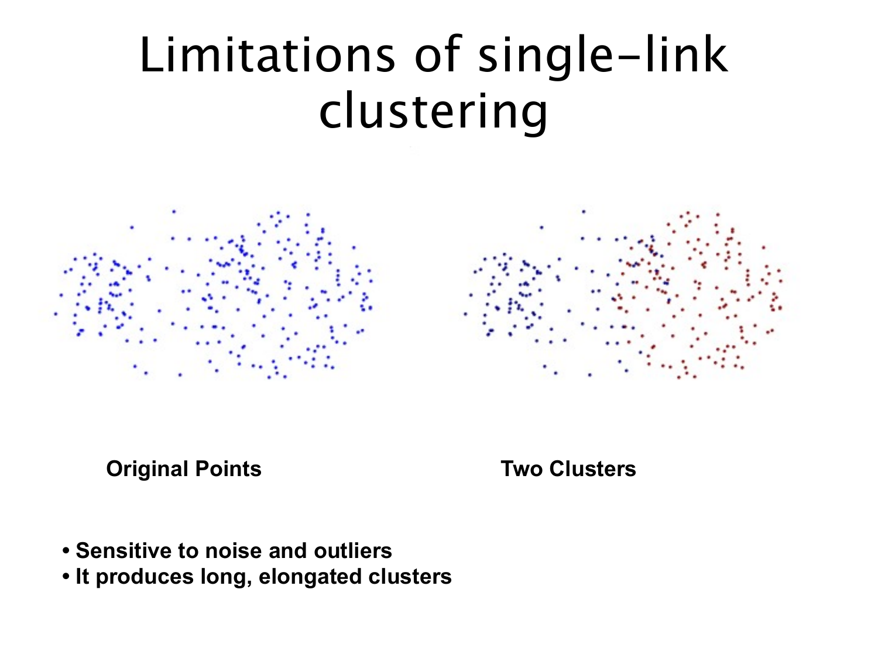# Limitations of single-link clustering

**Original Points**

**Two Clusters**

- **Sensitive to noise and outliers**
- **It produces long, elongated clusters**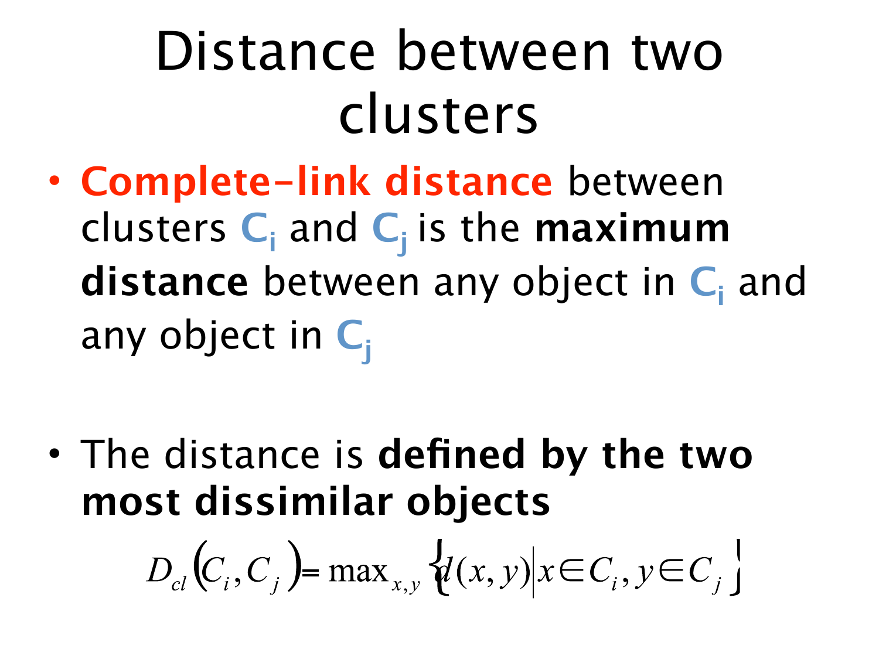# Distance between two clusters

- **Complete-link distance** between clusters $C_i$ and $C_j$ is the **maximum distance** between any object in $C_i$ and any object in $C_j$

- The distance is **defined by the two most dissimilar objects**

$$D_{cl}(C_i, C_j) = \max_{x,y} \{ d(x,y) \mid x \in C_i, y \in C_j \}$$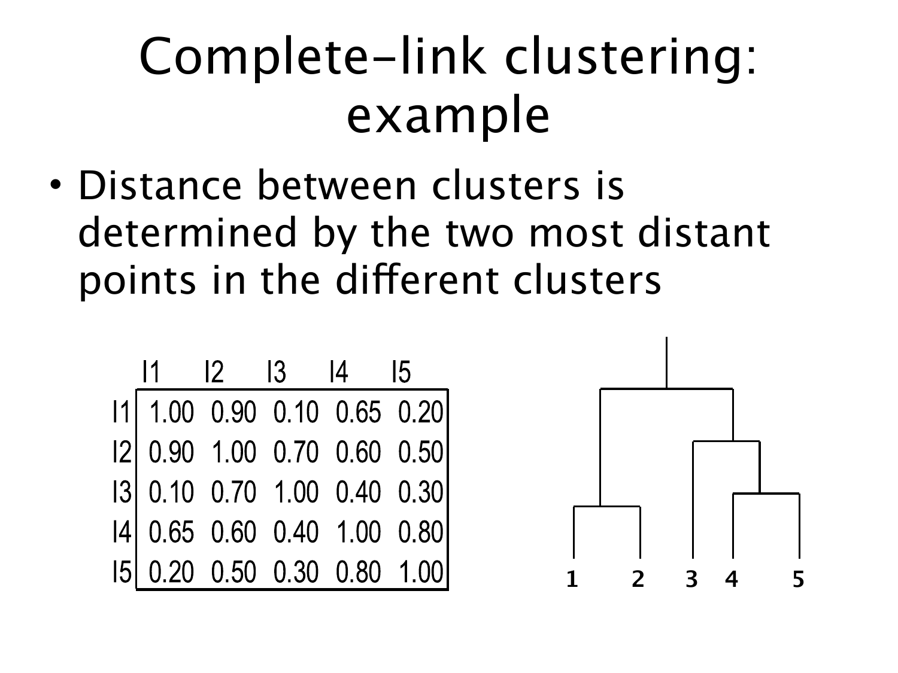# Complete-link clustering: example

- Distance between clusters is determined by the two most distant points in the different clusters

|  | I1 | I2 | I3 | I4 | I5 |
|---|---|---|---|---|---|
| I1 | 1.00 | 0.90 | 0.10 | 0.65 | 0.20 |
| I2 | 0.90 | 1.00 | 0.70 | 0.60 | 0.50 |
| I3 | 0.10 | 0.70 | 1.00 | 0.40 | 0.30 |
| I4 | 0.65 | 0.60 | 0.40 | 1.00 | 0.80 |
| I5 | 0.20 | 0.50 | 0.30 | 0.80 | 1.00 |

1 2 3 4 5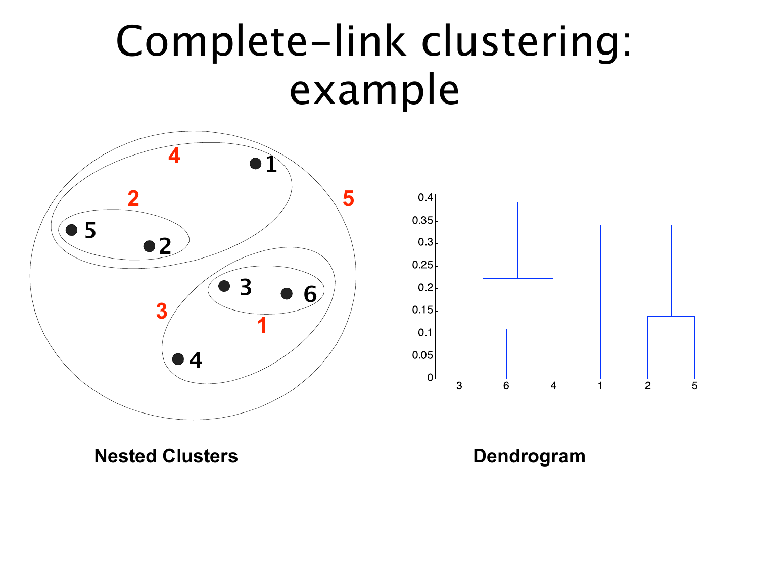# Complete-link clustering: example

**Nested Clusters**

**Dendrogram**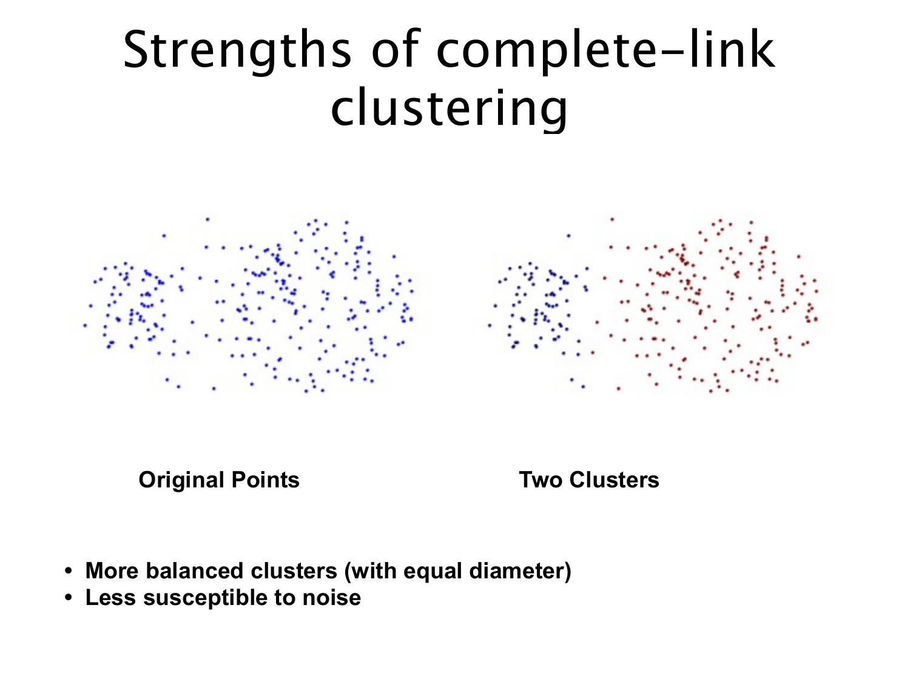# Strengths of complete-link clustering

Original Points

Two Clusters

- **More balanced clusters (with equal diameter)**
- **Less susceptible to noise**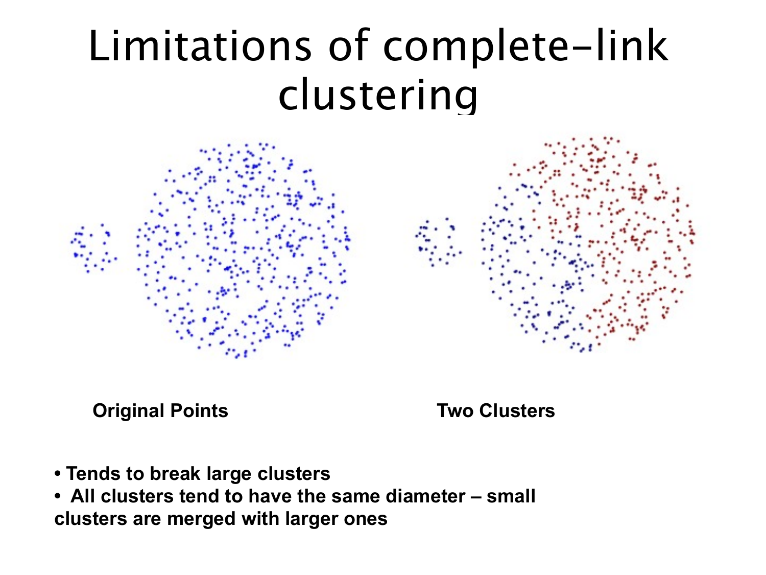# Limitations of complete-link clustering

**Original Points**

**Two Clusters**

- **Tends to break large clusters**
- **All clusters tend to have the same diameter – small clusters are merged with larger ones**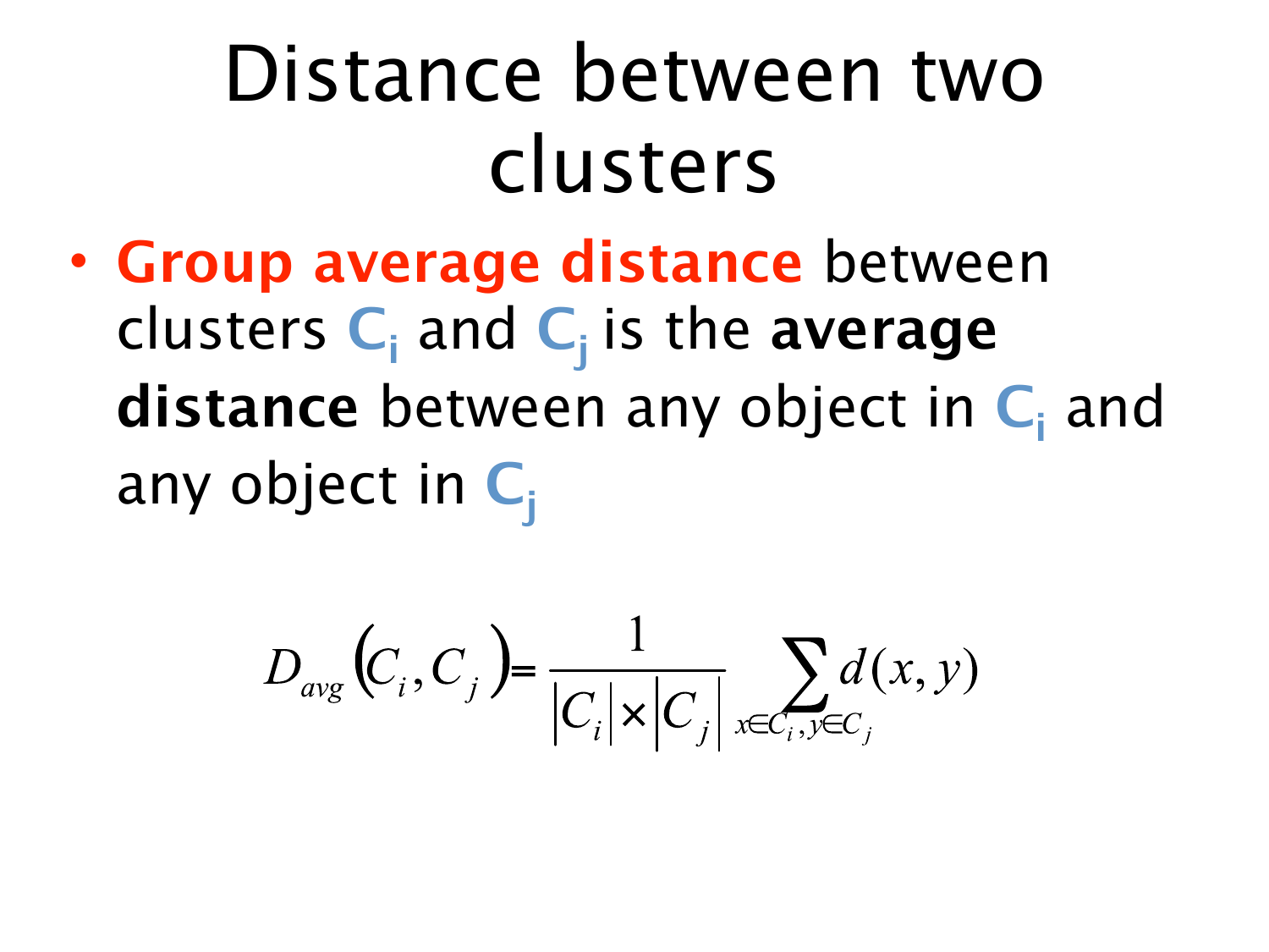# Distance between two clusters

- **Group average distance** between clusters $C_i$ and $C_j$ is the **average distance** between any object in $C_i$ and any object in $C_j$

$$D_{avg}(C_i, C_j) = \frac{1}{|C_i| \times |C_j|} \sum_{x \in C_i, y \in C_j} d(x, y)$$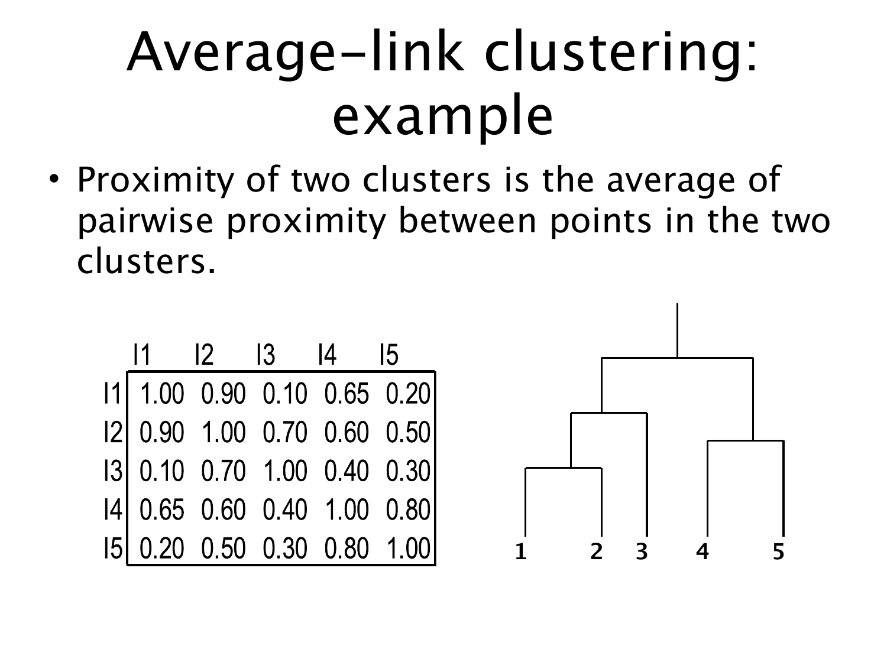# Average-link clustering: example

- Proximity of two clusters is the average of pairwise proximity between points in the two clusters.

| | I1 | I2 | I3 | I4 | I5 |
|---|---|---|---|---|---|
| I1 | 1.00 | 0.90 | 0.10 | 0.65 | 0.20 |
| I2 | 0.90 | 1.00 | 0.70 | 0.60 | 0.50 |
| I3 | 0.10 | 0.70 | 1.00 | 0.40 | 0.30 |
| I4 | 0.65 | 0.60 | 0.40 | 1.00 | 0.80 |
| I5 | 0.20 | 0.50 | 0.30 | 0.80 | 1.00 |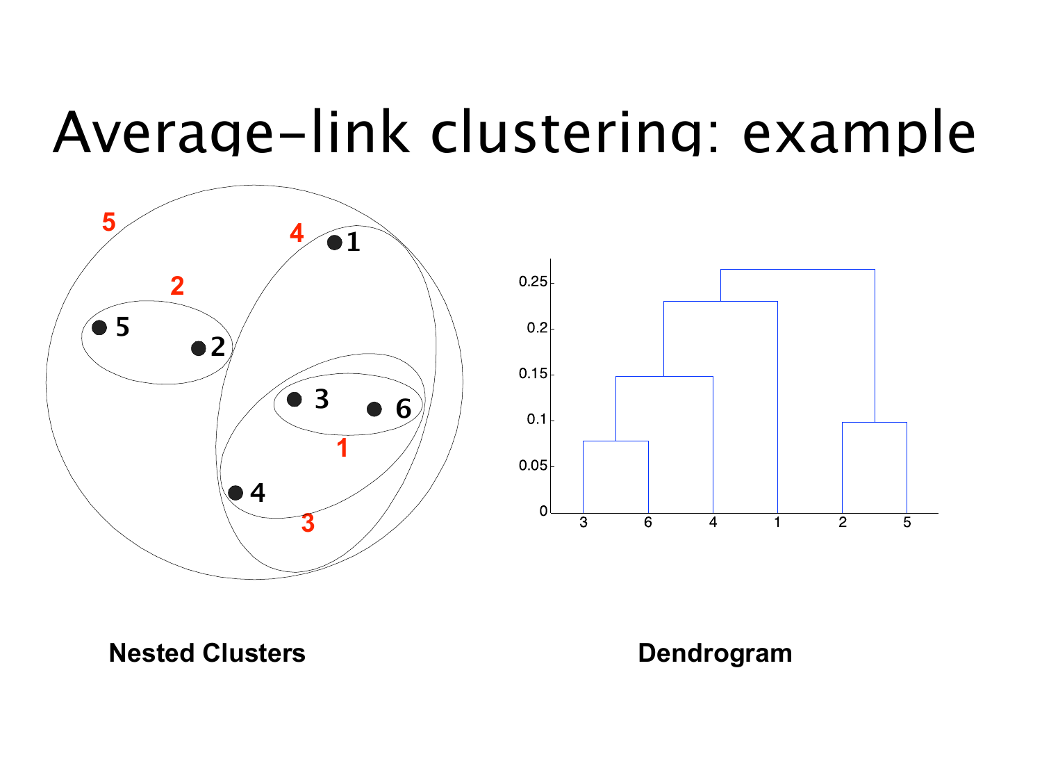# Average-link clustering: example

**Nested Clusters**

**Dendrogram**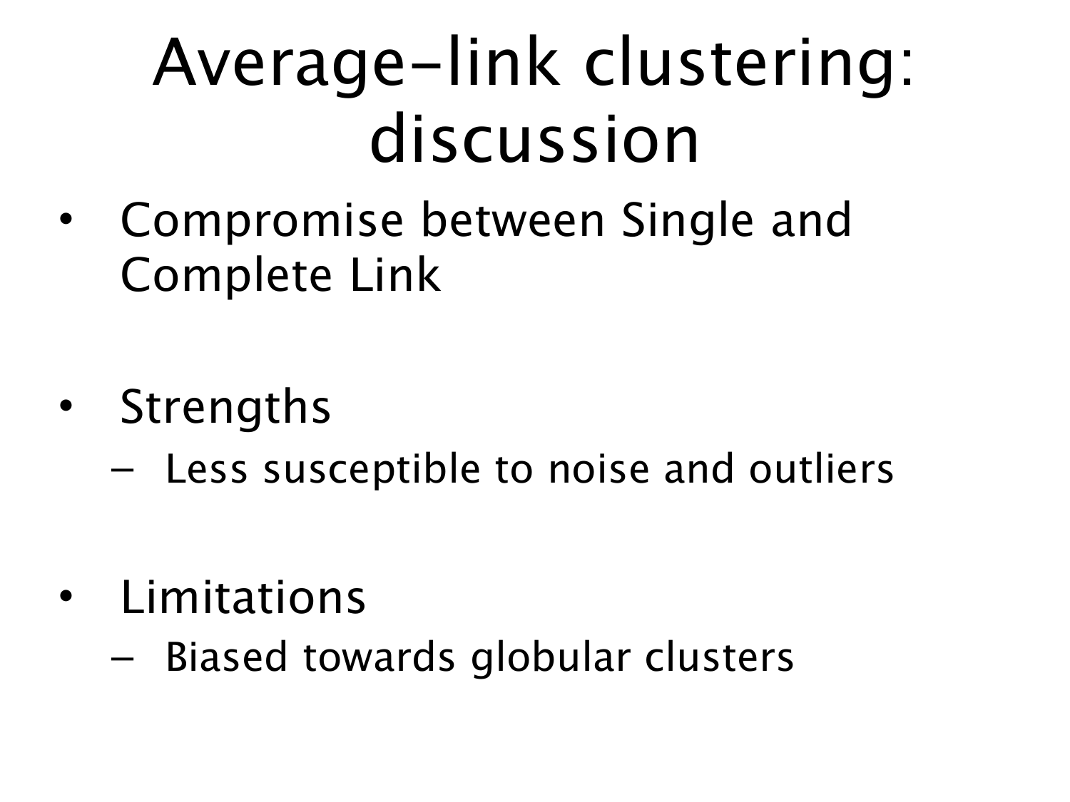# Average-link clustering: discussion

- Compromise between Single and Complete Link
- Strengths
  - Less susceptible to noise and outliers
- Limitations
  - Biased towards globular clusters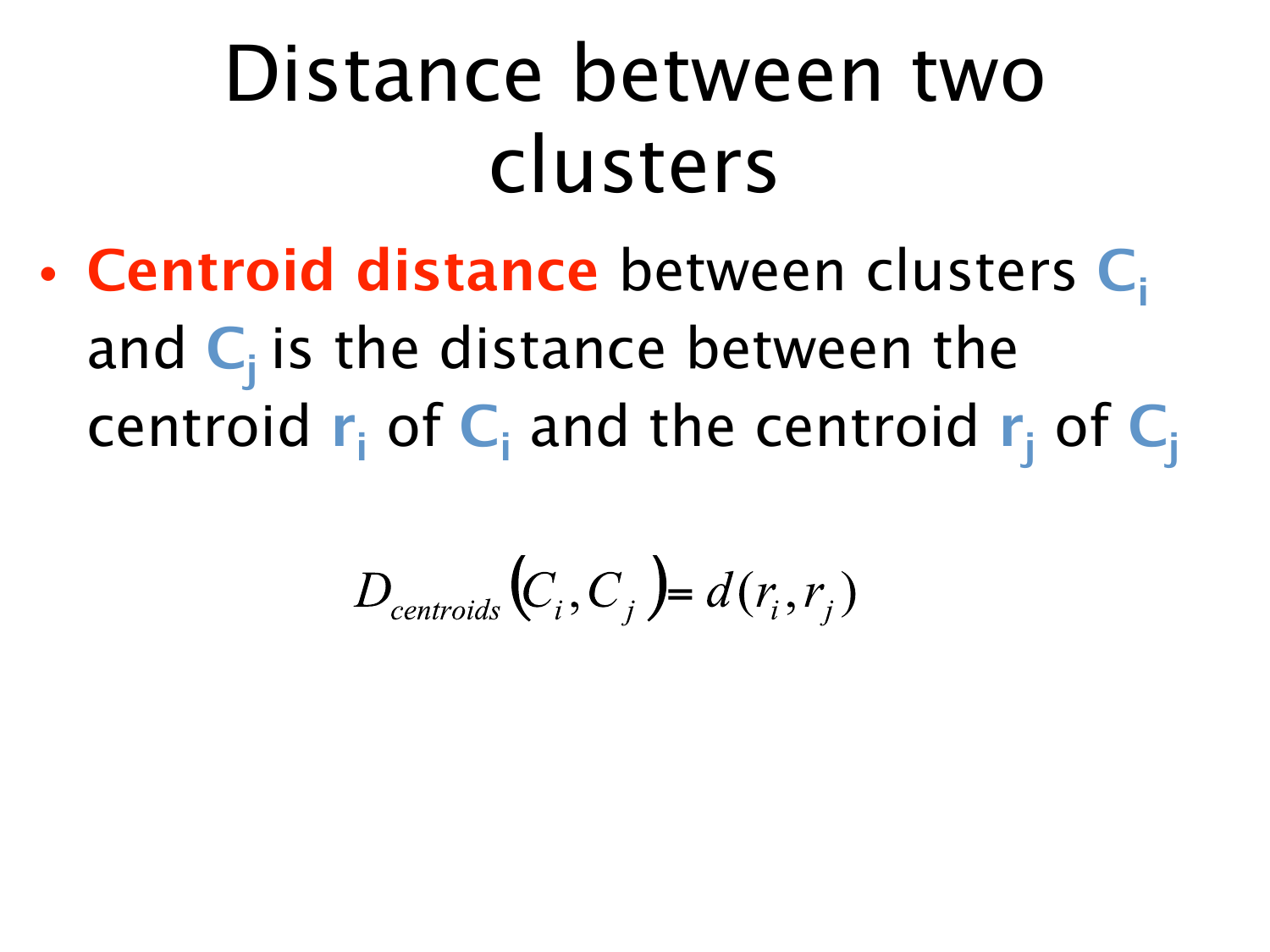# Distance between two clusters

- **Centroid distance** between clusters $C_i$ and $C_j$ is the distance between the centroid $r_i$ of $C_i$ and the centroid $r_j$ of $C_j$

$$D_{centroids}(C_i, C_j) = d(r_i, r_j)$$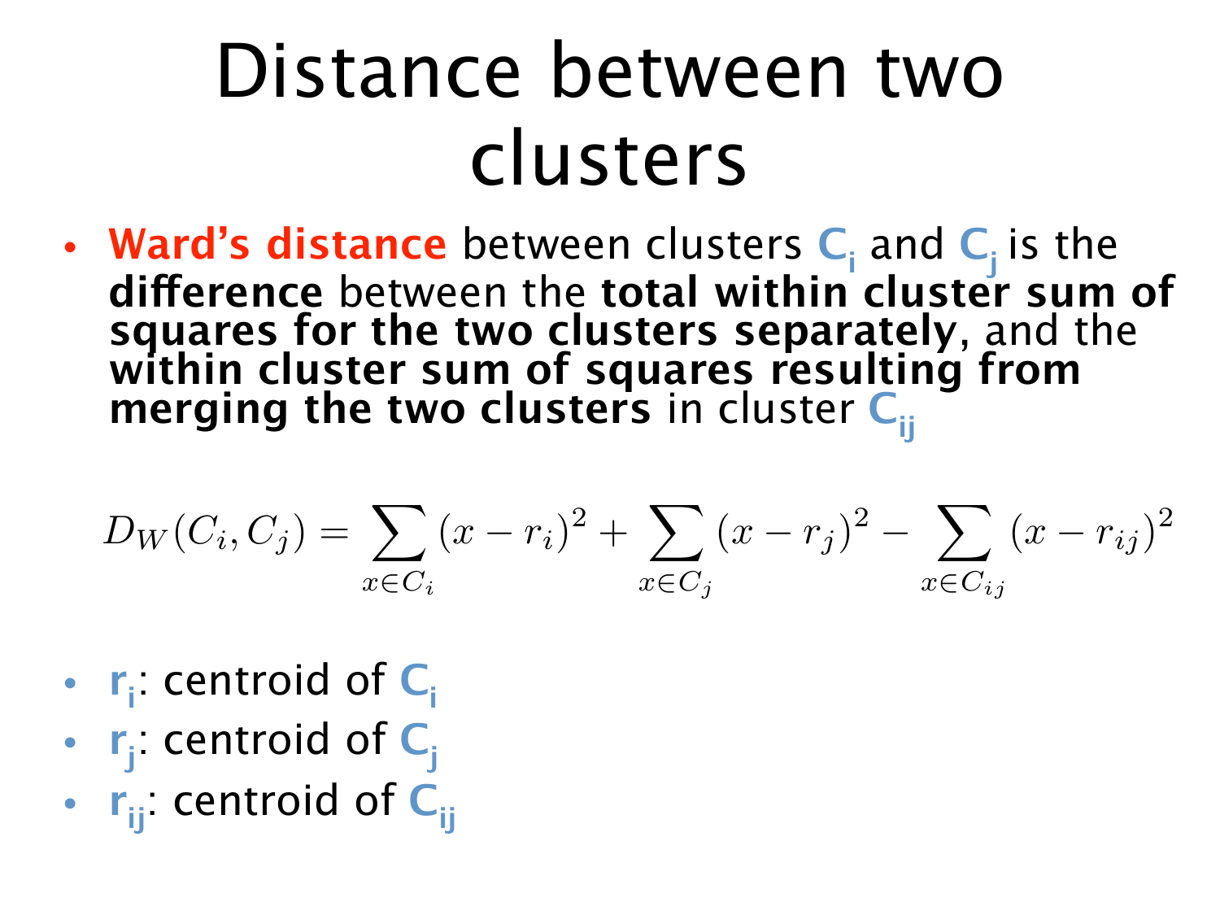# Distance between two clusters

- **Ward's distance** between clusters $C_i$ and $C_j$ is the **difference** between the **total within cluster sum of squares for the two clusters separately**, and the **within cluster sum of squares resulting from merging the two clusters** in cluster $C_{ij}$

$$D_W(C_i, C_j) = \sum_{x \in C_i} (x - r_i)^2 + \sum_{x \in C_j} (x - r_j)^2 - \sum_{x \in C_{ij}} (x - r_{ij})^2$$

- $r_i$: centroid of $C_i$
- $r_j$: centroid of $C_j$
- $r_{ij}$: centroid of $C_{ij}$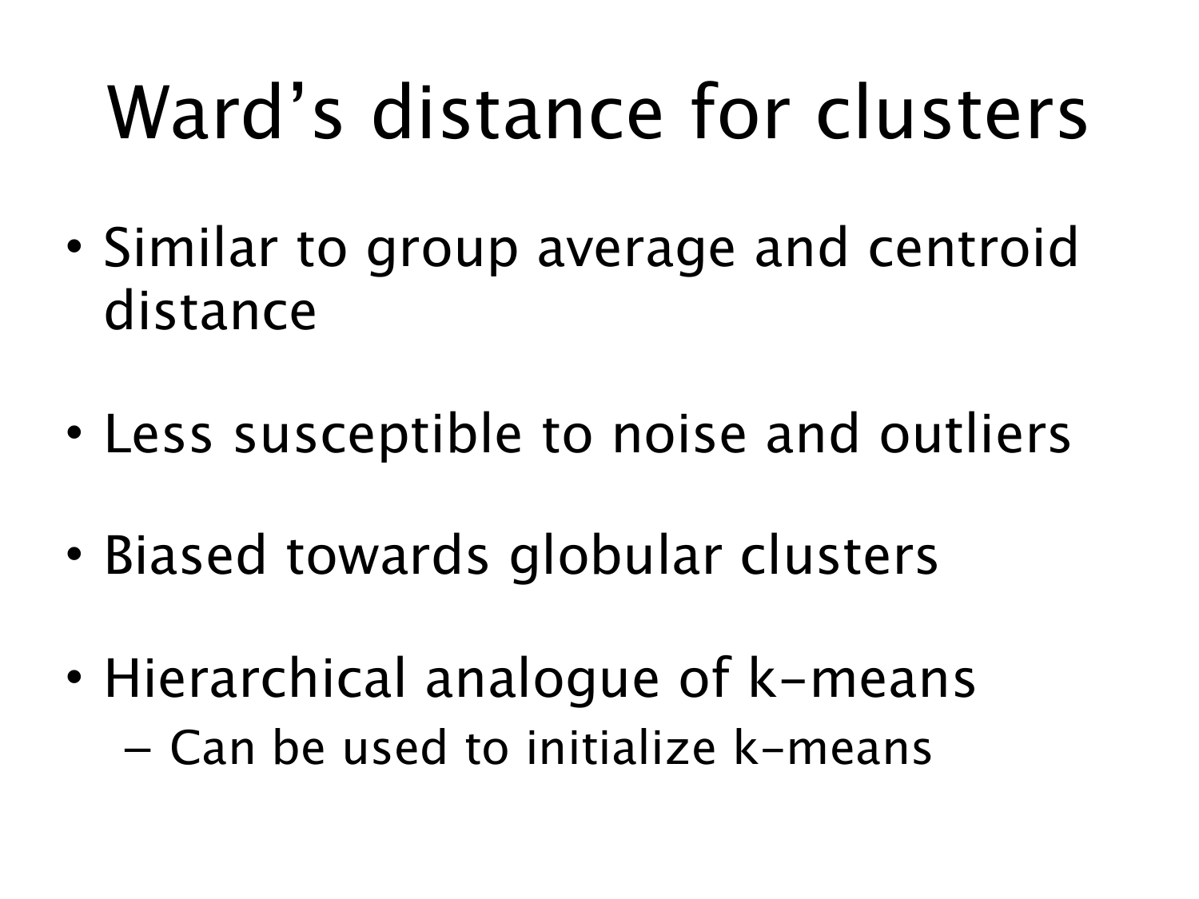# Ward's distance for clusters

- Similar to group average and centroid distance
- Less susceptible to noise and outliers
- Biased towards globular clusters
- Hierarchical analogue of k-means
  - Can be used to initialize k-means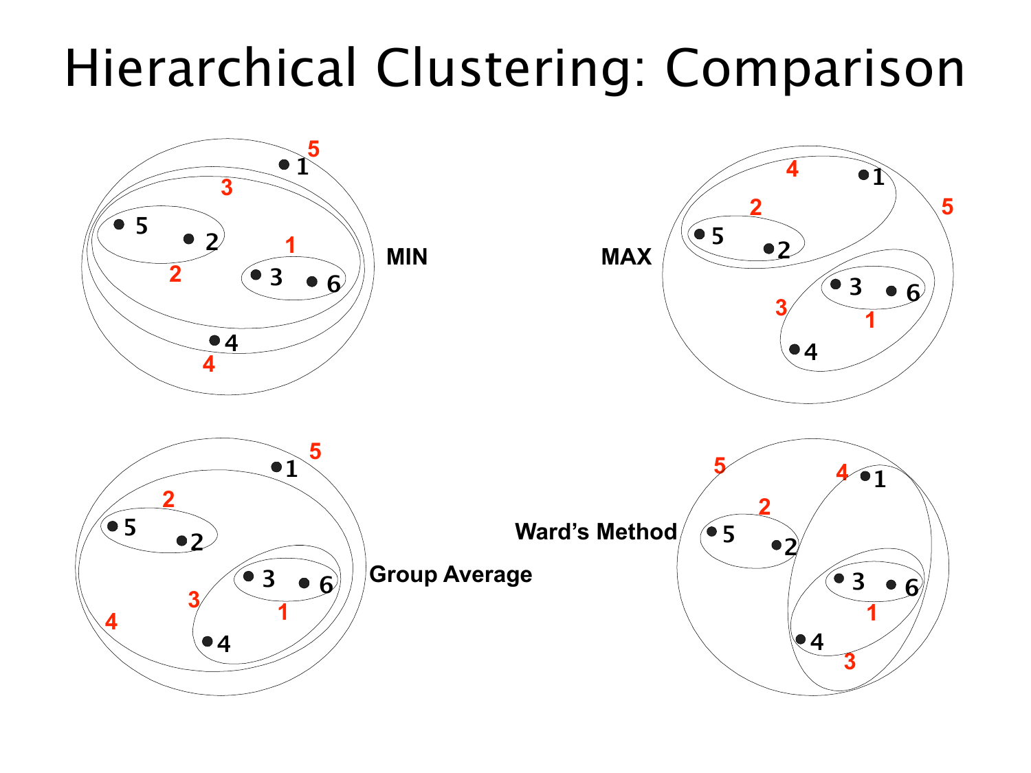# Hierarchical Clustering: Comparison

MIN

MAX

Group Average

Ward's Method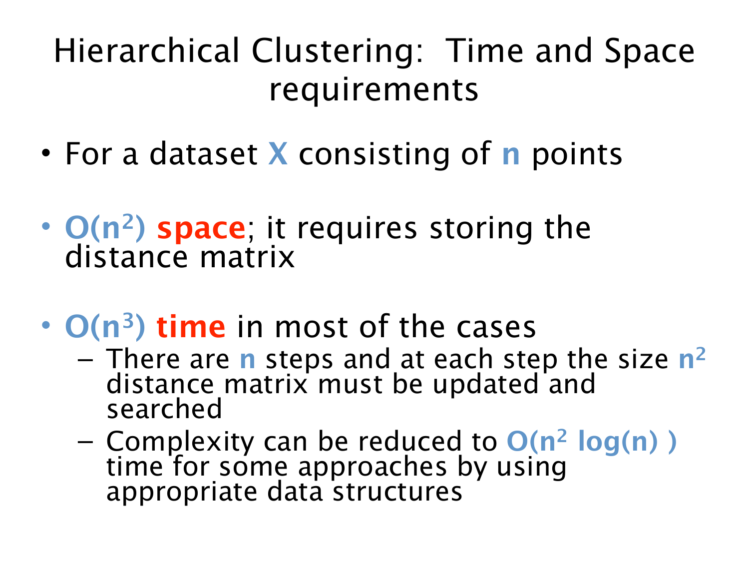# Hierarchical Clustering: Time and Space requirements

- For a dataset **X** consisting of **n** points
- **$O(n^2)$ space**; it requires storing the distance matrix
- **$O(n^3)$ time** in most of the cases
  - There are **n** steps and at each step the size **$n^2$** distance matrix must be updated and searched
  - Complexity can be reduced to **$O(n^2 \log(n))$** time for some approaches by using appropriate data structures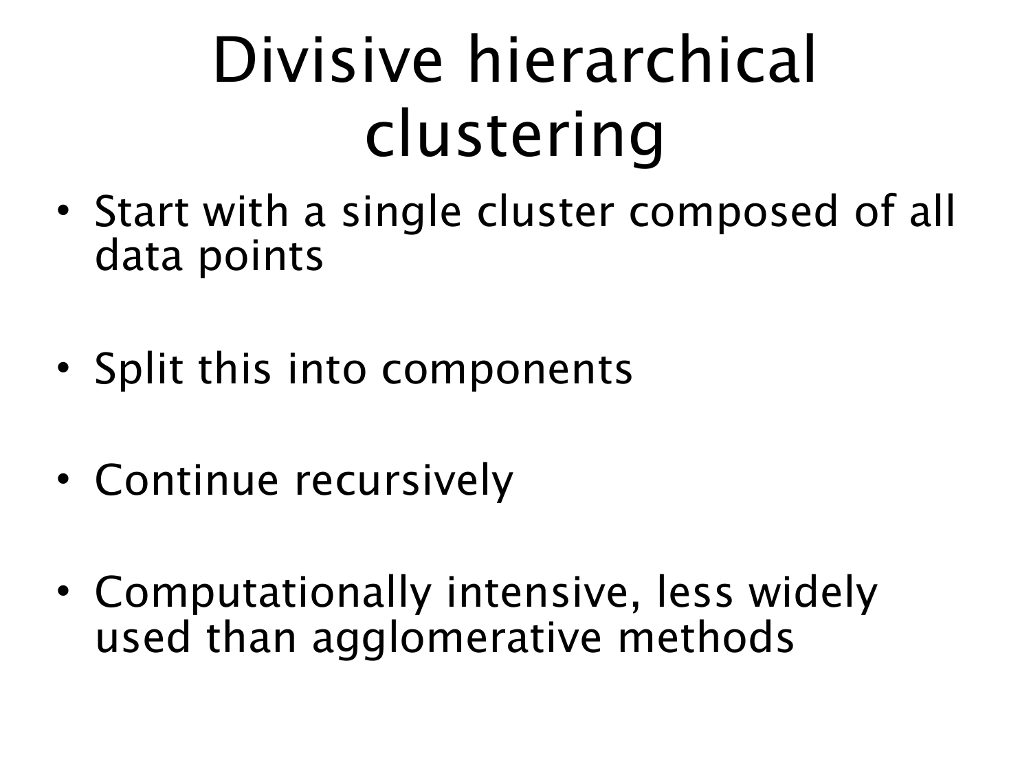# Divisive hierarchical clustering

- Start with a single cluster composed of all data points
- Split this into components
- Continue recursively
- Computationally intensive, less widely used than agglomerative methods